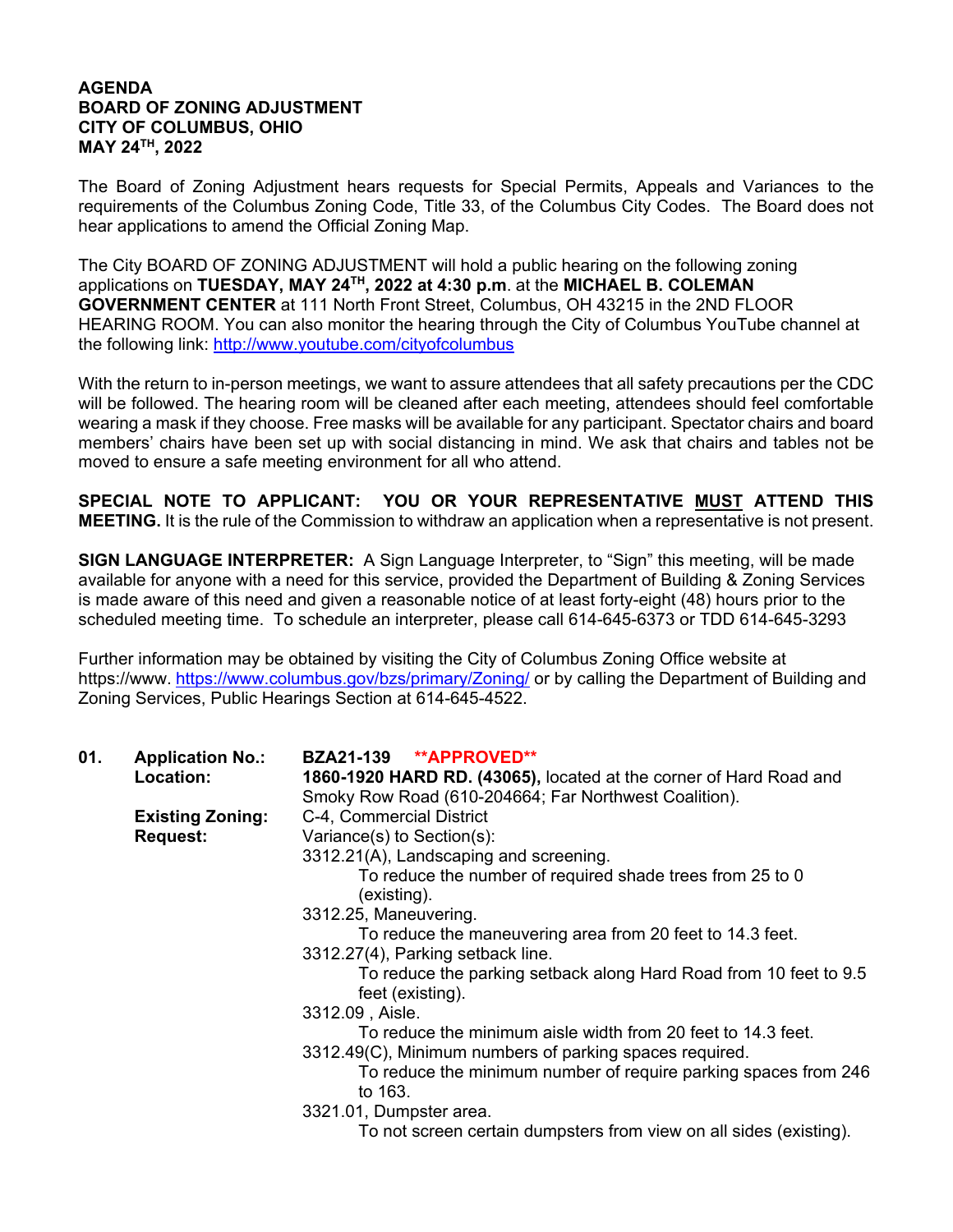**AGENDA**
**BOARD OF ZONING ADJUSTMENT**
**CITY OF COLUMBUS, OHIO**
**MAY 24TH, 2022**

The Board of Zoning Adjustment hears requests for Special Permits, Appeals and Variances to the requirements of the Columbus Zoning Code, Title 33, of the Columbus City Codes. The Board does not hear applications to amend the Official Zoning Map.

The City BOARD OF ZONING ADJUSTMENT will hold a public hearing on the following zoning applications on **TUESDAY, MAY 24TH, 2022 at 4:30 p.m**. at the **MICHAEL B. COLEMAN GOVERNMENT CENTER** at 111 North Front Street, Columbus, OH 43215 in the 2ND FLOOR HEARING ROOM. You can also monitor the hearing through the City of Columbus YouTube channel at the following link: http://www.youtube.com/cityofcolumbus

With the return to in-person meetings, we want to assure attendees that all safety precautions per the CDC will be followed. The hearing room will be cleaned after each meeting, attendees should feel comfortable wearing a mask if they choose. Free masks will be available for any participant. Spectator chairs and board members' chairs have been set up with social distancing in mind. We ask that chairs and tables not be moved to ensure a safe meeting environment for all who attend.

**SPECIAL NOTE TO APPLICANT: YOU OR YOUR REPRESENTATIVE MUST ATTEND THIS MEETING.** It is the rule of the Commission to withdraw an application when a representative is not present.

**SIGN LANGUAGE INTERPRETER:** A Sign Language Interpreter, to "Sign" this meeting, will be made available for anyone with a need for this service, provided the Department of Building & Zoning Services is made aware of this need and given a reasonable notice of at least forty-eight (48) hours prior to the scheduled meeting time. To schedule an interpreter, please call 614-645-6373 or TDD 614-645-3293

Further information may be obtained by visiting the City of Columbus Zoning Office website at https://www. https://www.columbus.gov/bzs/primary/Zoning/ or by calling the Department of Building and Zoning Services, Public Hearings Section at 614-645-4522.

**01. Application No.:** **BZA21-139** **\*\*APPROVED\*\***
**Location:** **1860-1920 HARD RD. (43065),** located at the corner of Hard Road and Smoky Row Road (610-204664; Far Northwest Coalition).
**Existing Zoning:** C-4, Commercial District
**Request:** Variance(s) to Section(s):

3312.21(A), Landscaping and screening.
  To reduce the number of required shade trees from 25 to 0 (existing).
3312.25, Maneuvering.
  To reduce the maneuvering area from 20 feet to 14.3 feet.
3312.27(4), Parking setback line.
  To reduce the parking setback along Hard Road from 10 feet to 9.5 feet (existing).
3312.09 , Aisle.
  To reduce the minimum aisle width from 20 feet to 14.3 feet.
3312.49(C), Minimum numbers of parking spaces required.
  To reduce the minimum number of require parking spaces from 246 to 163.
3321.01, Dumpster area.
  To not screen certain dumpsters from view on all sides (existing).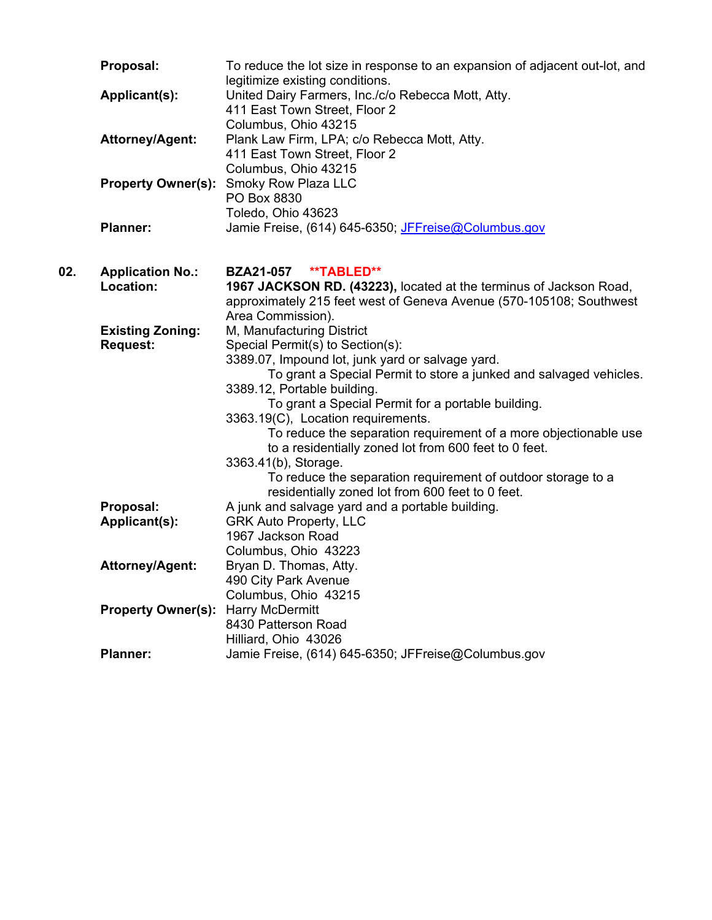**Proposal:** To reduce the lot size in response to an expansion of adjacent out-lot, and legitimize existing conditions.

**Applicant(s):** United Dairy Farmers, Inc./c/o Rebecca Mott, Atty.
411 East Town Street, Floor 2
Columbus, Ohio 43215

**Attorney/Agent:** Plank Law Firm, LPA; c/o Rebecca Mott, Atty.
411 East Town Street, Floor 2
Columbus, Ohio 43215

**Property Owner(s):** Smoky Row Plaza LLC
PO Box 8830
Toledo, Ohio 43623

**Planner:** Jamie Freise, (614) 645-6350; JFFreise@Columbus.gov

**02. Application No.:** **BZA21-057** **\*\*TABLED\*\***

**Location:** **1967 JACKSON RD. (43223),** located at the terminus of Jackson Road, approximately 215 feet west of Geneva Avenue (570-105108; Southwest Area Commission).

**Existing Zoning:** M, Manufacturing District

**Request:** Special Permit(s) to Section(s):

3389.07, Impound lot, junk yard or salvage yard.
To grant a Special Permit to store a junked and salvaged vehicles.

3389.12, Portable building.
To grant a Special Permit for a portable building.

3363.19(C), Location requirements.
To reduce the separation requirement of a more objectionable use to a residentially zoned lot from 600 feet to 0 feet.

3363.41(b), Storage.
To reduce the separation requirement of outdoor storage to a residentially zoned lot from 600 feet to 0 feet.

**Proposal:** A junk and salvage yard and a portable building.

**Applicant(s):** GRK Auto Property, LLC
1967 Jackson Road
Columbus, Ohio 43223

**Attorney/Agent:** Bryan D. Thomas, Atty.
490 City Park Avenue
Columbus, Ohio 43215

**Property Owner(s):** Harry McDermitt
8430 Patterson Road
Hilliard, Ohio 43026

**Planner:** Jamie Freise, (614) 645-6350; JFFreise@Columbus.gov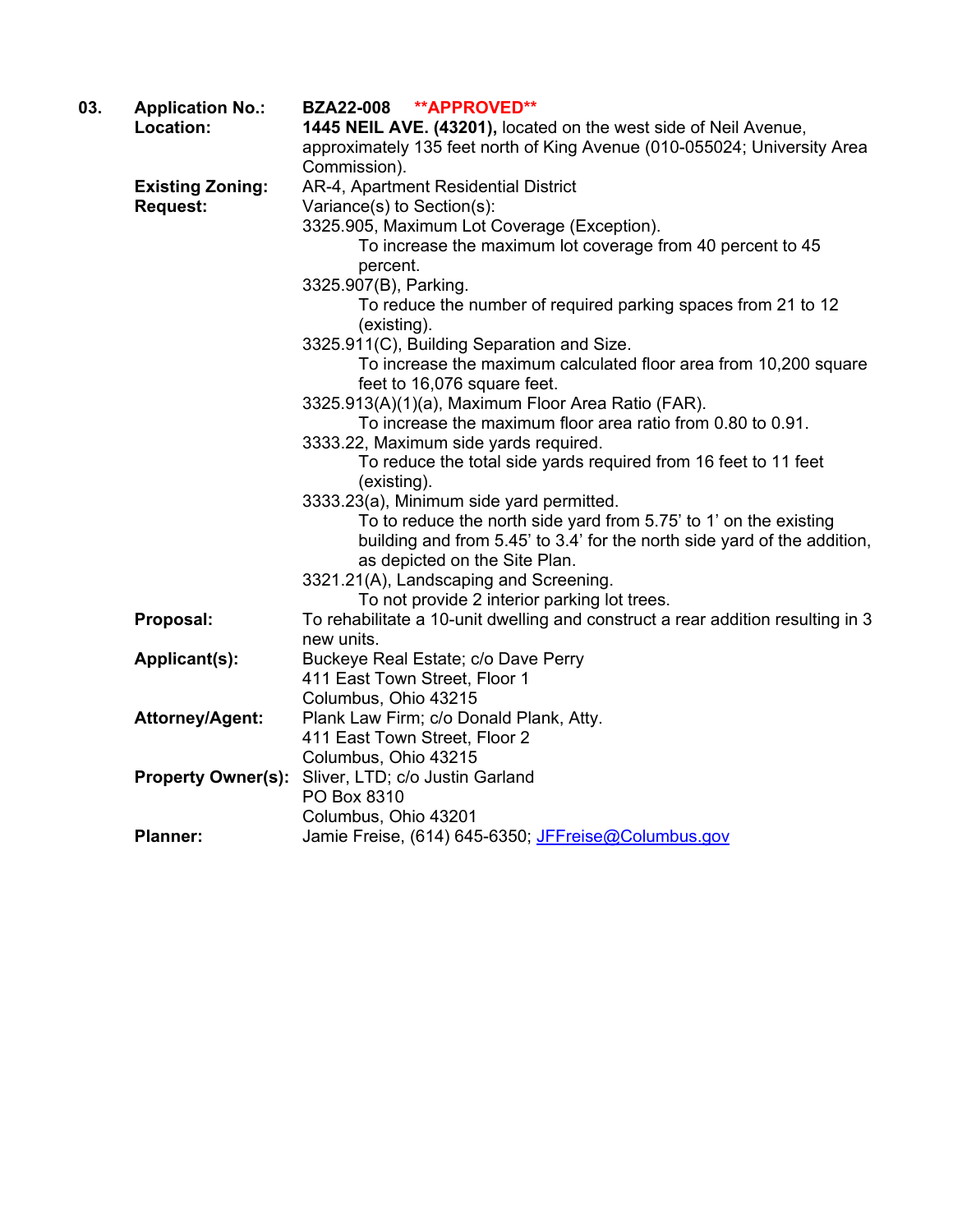**03.** **Application No.:** **BZA22-008** **\*\*APPROVED\*\***

**Location:** **1445 NEIL AVE. (43201),** located on the west side of Neil Avenue, approximately 135 feet north of King Avenue (010-055024; University Area Commission).

**Existing Zoning:** AR-4, Apartment Residential District

**Request:** Variance(s) to Section(s):

3325.905, Maximum Lot Coverage (Exception).
  To increase the maximum lot coverage from 40 percent to 45 percent.

3325.907(B), Parking.
  To reduce the number of required parking spaces from 21 to 12 (existing).

3325.911(C), Building Separation and Size.
  To increase the maximum calculated floor area from 10,200 square feet to 16,076 square feet.

3325.913(A)(1)(a), Maximum Floor Area Ratio (FAR).
  To increase the maximum floor area ratio from 0.80 to 0.91.

3333.22, Maximum side yards required.
  To reduce the total side yards required from 16 feet to 11 feet (existing).

3333.23(a), Minimum side yard permitted.
  To to reduce the north side yard from 5.75' to 1' on the existing building and from 5.45' to 3.4' for the north side yard of the addition, as depicted on the Site Plan.

3321.21(A), Landscaping and Screening.
  To not provide 2 interior parking lot trees.

**Proposal:** To rehabilitate a 10-unit dwelling and construct a rear addition resulting in 3 new units.

**Applicant(s):** Buckeye Real Estate; c/o Dave Perry
411 East Town Street, Floor 1
Columbus, Ohio 43215

**Attorney/Agent:** Plank Law Firm; c/o Donald Plank, Atty.
411 East Town Street, Floor 2
Columbus, Ohio 43215

**Property Owner(s):** Sliver, LTD; c/o Justin Garland
PO Box 8310
Columbus, Ohio 43201

**Planner:** Jamie Freise, (614) 645-6350; JFFreise@Columbus.gov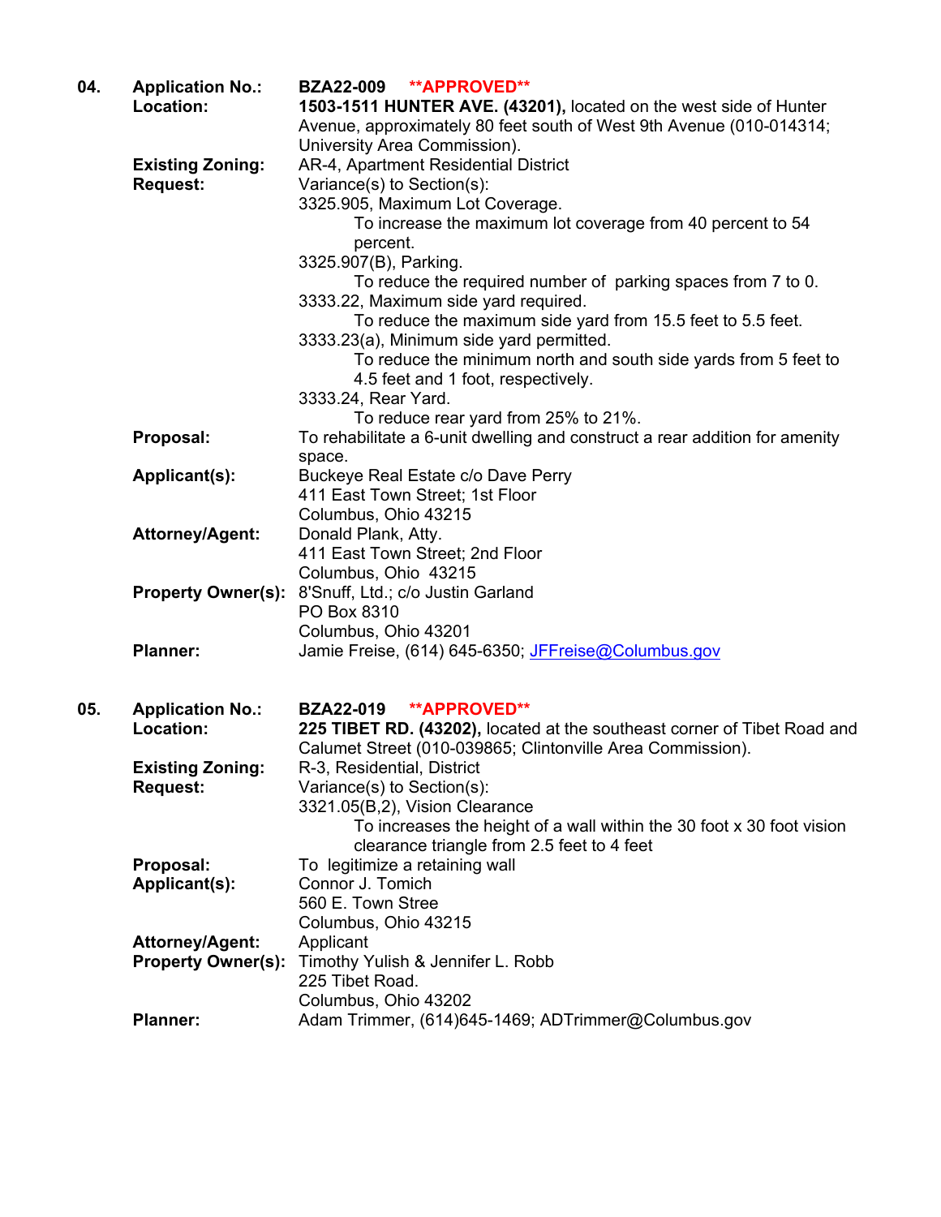**04.** **Application No.:** **BZA22-009** ****APPROVED****

**Location:** **1503-1511 HUNTER AVE. (43201),** located on the west side of Hunter Avenue, approximately 80 feet south of West 9th Avenue (010-014314; University Area Commission).

**Existing Zoning:** AR-4, Apartment Residential District

**Request:** Variance(s) to Section(s):

3325.905, Maximum Lot Coverage.
To increase the maximum lot coverage from 40 percent to 54 percent.

3325.907(B), Parking.
To reduce the required number of parking spaces from 7 to 0.

3333.22, Maximum side yard required.
To reduce the maximum side yard from 15.5 feet to 5.5 feet.

3333.23(a), Minimum side yard permitted.
To reduce the minimum north and south side yards from 5 feet to 4.5 feet and 1 foot, respectively.

3333.24, Rear Yard.
To reduce rear yard from 25% to 21%.

**Proposal:** To rehabilitate a 6-unit dwelling and construct a rear addition for amenity space.

**Applicant(s):** Buckeye Real Estate c/o Dave Perry
411 East Town Street; 1st Floor
Columbus, Ohio 43215

**Attorney/Agent:** Donald Plank, Atty.
411 East Town Street; 2nd Floor
Columbus, Ohio 43215

**Property Owner(s):** 8'Snuff, Ltd.; c/o Justin Garland
PO Box 8310
Columbus, Ohio 43201

**Planner:** Jamie Freise, (614) 645-6350; JFFreise@Columbus.gov

**05.** **Application No.:** **BZA22-019** ****APPROVED****

**Location:** **225 TIBET RD. (43202),** located at the southeast corner of Tibet Road and Calumet Street (010-039865; Clintonville Area Commission).

**Existing Zoning:** R-3, Residential, District

**Request:** Variance(s) to Section(s):

3321.05(B,2), Vision Clearance
To increases the height of a wall within the 30 foot x 30 foot vision clearance triangle from 2.5 feet to 4 feet

**Proposal:** To legitimize a retaining wall

**Applicant(s):** Connor J. Tomich
560 E. Town Stree
Columbus, Ohio 43215

**Attorney/Agent:** Applicant

**Property Owner(s):** Timothy Yulish & Jennifer L. Robb
225 Tibet Road.
Columbus, Ohio 43202

**Planner:** Adam Trimmer, (614)645-1469; ADTrimmer@Columbus.gov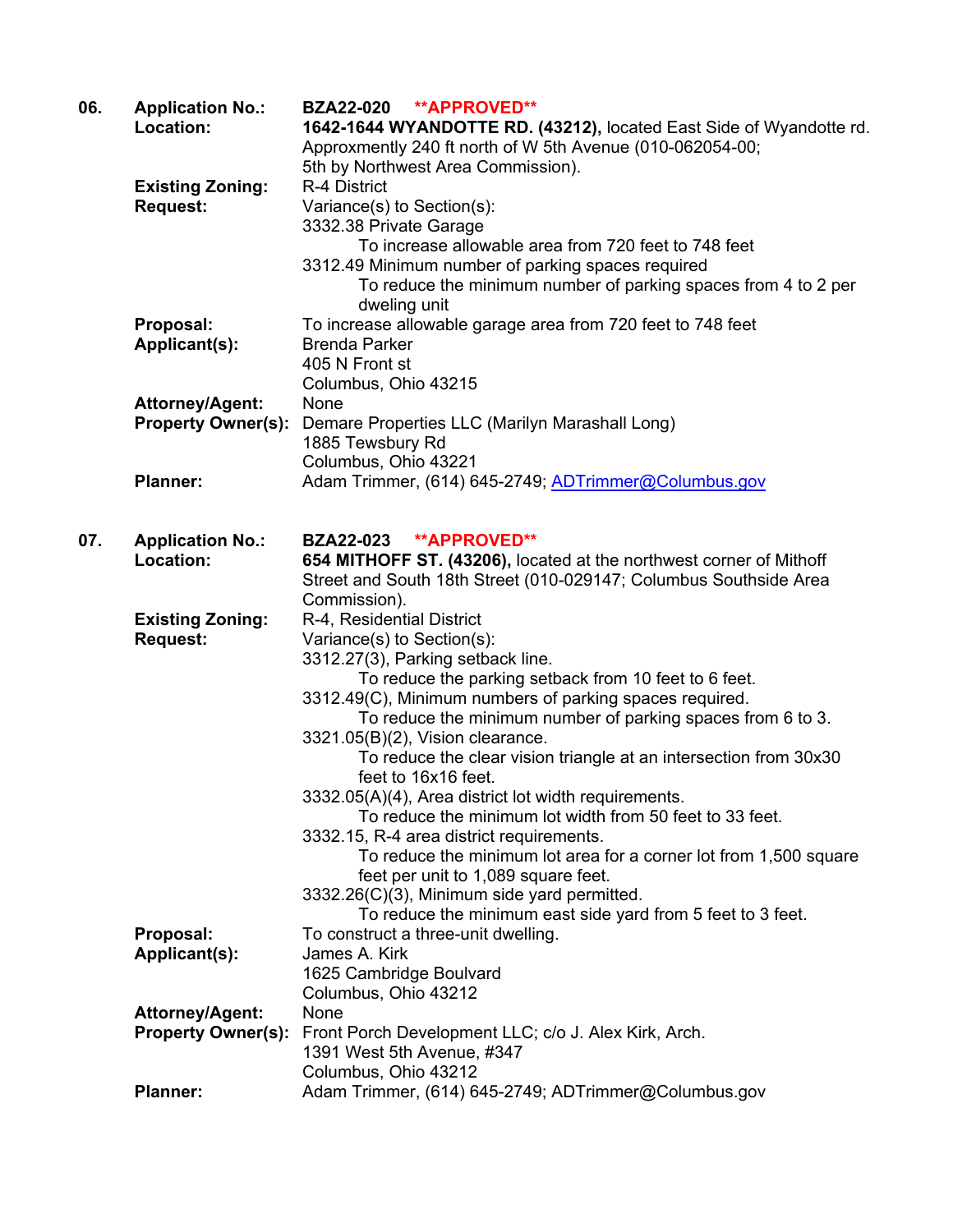**06.** **Application No.:** BZA22-020 **APPROVED**

**Location:** **1642-1644 WYANDOTTE RD. (43212),** located East Side of Wyandotte rd. Approxmently 240 ft north of W 5th Avenue (010-062054-00; 5th by Northwest Area Commission).

**Existing Zoning:** R-4 District

**Request:** Variance(s) to Section(s):
3332.38 Private Garage
To increase allowable area from 720 feet to 748 feet
3312.49 Minimum number of parking spaces required
To reduce the minimum number of parking spaces from 4 to 2 per dweling unit

**Proposal:** To increase allowable garage area from 720 feet to 748 feet

**Applicant(s):** Brenda Parker
405 N Front st
Columbus, Ohio 43215

**Attorney/Agent:** None

**Property Owner(s):** Demare Properties LLC (Marilyn Marashall Long)
1885 Tewsbury Rd
Columbus, Ohio 43221

**Planner:** Adam Trimmer, (614) 645-2749; ADTrimmer@Columbus.gov

**07.** **Application No.:** BZA22-023 **APPROVED**

**Location:** **654 MITHOFF ST. (43206),** located at the northwest corner of Mithoff Street and South 18th Street (010-029147; Columbus Southside Area Commission).

**Existing Zoning:** R-4, Residential District

**Request:** Variance(s) to Section(s):
3312.27(3), Parking setback line.
To reduce the parking setback from 10 feet to 6 feet.
3312.49(C), Minimum numbers of parking spaces required.
To reduce the minimum number of parking spaces from 6 to 3.
3321.05(B)(2), Vision clearance.
To reduce the clear vision triangle at an intersection from 30x30 feet to 16x16 feet.
3332.05(A)(4), Area district lot width requirements.
To reduce the minimum lot width from 50 feet to 33 feet.
3332.15, R-4 area district requirements.
To reduce the minimum lot area for a corner lot from 1,500 square feet per unit to 1,089 square feet.
3332.26(C)(3), Minimum side yard permitted.
To reduce the minimum east side yard from 5 feet to 3 feet.

**Proposal:** To construct a three-unit dwelling.

**Applicant(s):** James A. Kirk
1625 Cambridge Boulvard
Columbus, Ohio 43212

**Attorney/Agent:** None

**Property Owner(s):** Front Porch Development LLC; c/o J. Alex Kirk, Arch.
1391 West 5th Avenue, #347
Columbus, Ohio 43212

**Planner:** Adam Trimmer, (614) 645-2749; ADTrimmer@Columbus.gov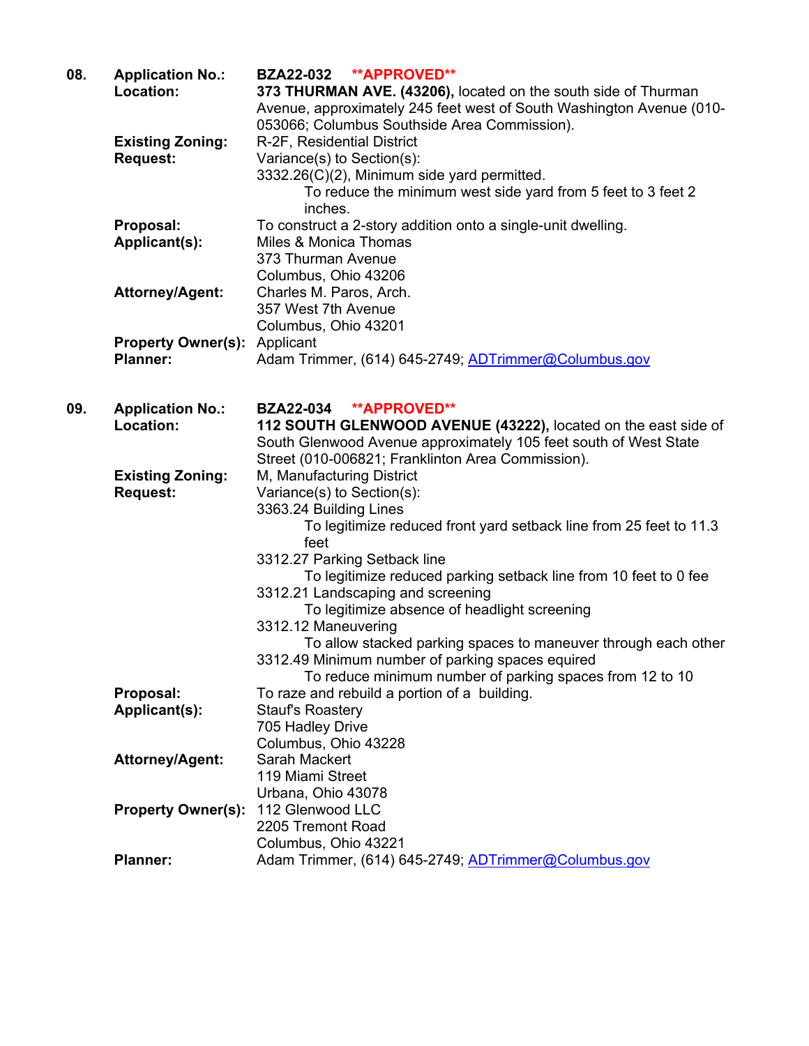**08.** **Application No.:** **BZA22-032** **\*\*APPROVED\*\***

**Location:** **373 THURMAN AVE. (43206),** located on the south side of Thurman Avenue, approximately 245 feet west of South Washington Avenue (010-053066; Columbus Southside Area Commission).

**Existing Zoning:** R-2F, Residential District

**Request:** Variance(s) to Section(s):

3332.26(C)(2), Minimum side yard permitted.

To reduce the minimum west side yard from 5 feet to 3 feet 2 inches.

**Proposal:** To construct a 2-story addition onto a single-unit dwelling.

**Applicant(s):** Miles & Monica Thomas
373 Thurman Avenue
Columbus, Ohio 43206

**Attorney/Agent:** Charles M. Paros, Arch.
357 West 7th Avenue
Columbus, Ohio 43201

**Property Owner(s):** Applicant

**Planner:** Adam Trimmer, (614) 645-2749; ADTrimmer@Columbus.gov

**09.** **Application No.:** **BZA22-034** **\*\*APPROVED\*\***

**Location:** **112 SOUTH GLENWOOD AVENUE (43222),** located on the east side of South Glenwood Avenue approximately 105 feet south of West State Street (010-006821; Franklinton Area Commission).

**Existing Zoning:** M, Manufacturing District

**Request:** Variance(s) to Section(s):

3363.24 Building Lines

To legitimize reduced front yard setback line from 25 feet to 11.3 feet

3312.27 Parking Setback line

To legitimize reduced parking setback line from 10 feet to 0 fee

3312.21 Landscaping and screening

To legitimize absence of headlight screening

3312.12 Maneuvering

To allow stacked parking spaces to maneuver through each other

3312.49 Minimum number of parking spaces equired

To reduce minimum number of parking spaces from 12 to 10

**Proposal:** To raze and rebuild a portion of a building.

**Applicant(s):** Stauf's Roastery
705 Hadley Drive
Columbus, Ohio 43228

**Attorney/Agent:** Sarah Mackert
119 Miami Street
Urbana, Ohio 43078

**Property Owner(s):** 112 Glenwood LLC
2205 Tremont Road
Columbus, Ohio 43221

**Planner:** Adam Trimmer, (614) 645-2749; ADTrimmer@Columbus.gov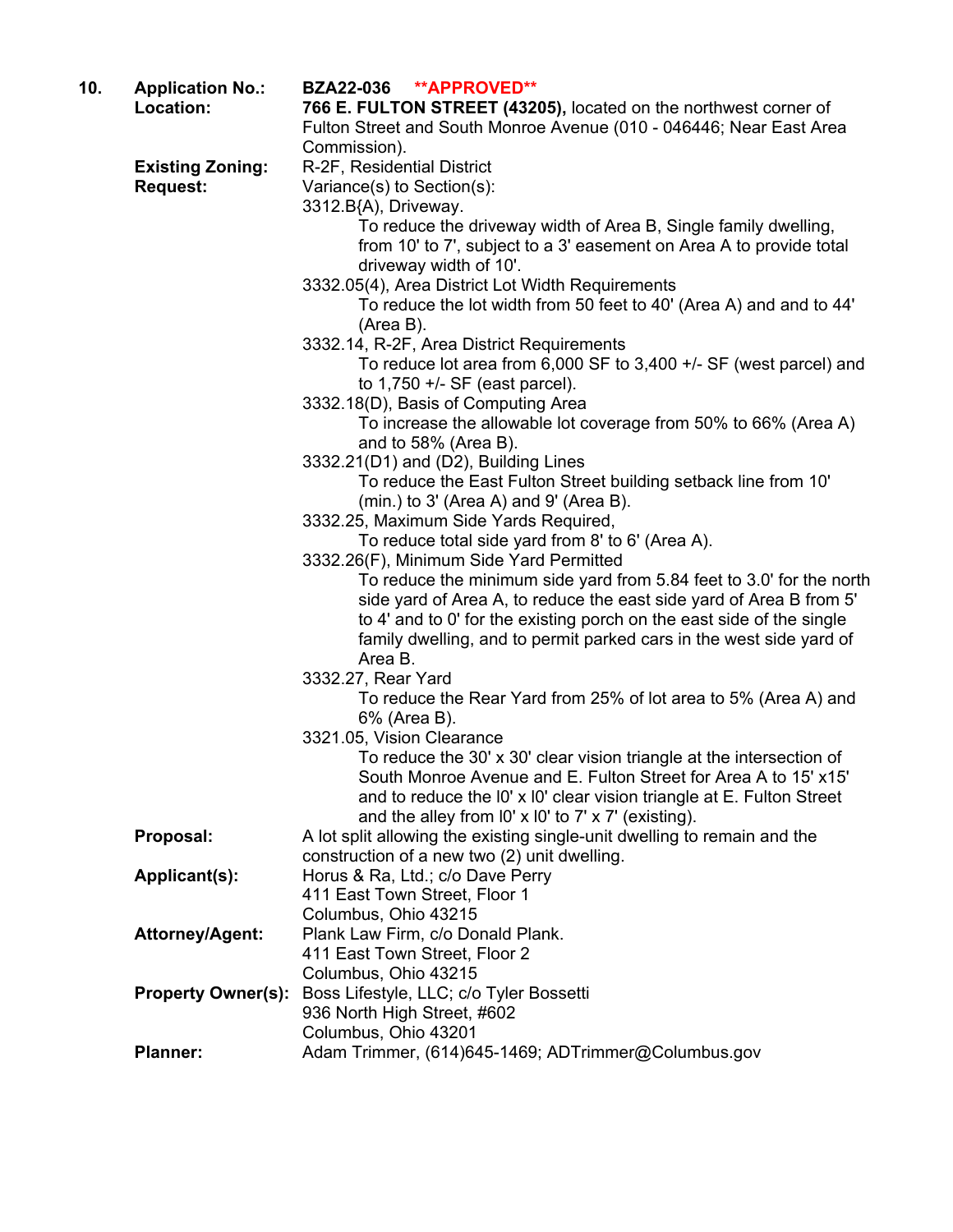**10. Application No.:** **BZA22-036** **\*\*APPROVED\*\***

**Location:** **766 E. FULTON STREET (43205),** located on the northwest corner of Fulton Street and South Monroe Avenue (010 - 046446; Near East Area Commission).

**Existing Zoning:** R-2F, Residential District

**Request:** Variance(s) to Section(s):

3312.B{A), Driveway.

> To reduce the driveway width of Area B, Single family dwelling, from 10' to 7', subject to a 3' easement on Area A to provide total driveway width of 10'.

3332.05(4), Area District Lot Width Requirements

> To reduce the lot width from 50 feet to 40' (Area A) and and to 44' (Area B).

3332.14, R-2F, Area District Requirements

> To reduce lot area from 6,000 SF to 3,400 +/- SF (west parcel) and to 1,750 +/- SF (east parcel).

3332.18(D), Basis of Computing Area

> To increase the allowable lot coverage from 50% to 66% (Area A) and to 58% (Area B).

3332.21(D1) and (D2), Building Lines

> To reduce the East Fulton Street building setback line from 10' (min.) to 3' (Area A) and 9' (Area B).

3332.25, Maximum Side Yards Required,

> To reduce total side yard from 8' to 6' (Area A).

3332.26(F), Minimum Side Yard Permitted

> To reduce the minimum side yard from 5.84 feet to 3.0' for the north side yard of Area A, to reduce the east side yard of Area B from 5' to 4' and to 0' for the existing porch on the east side of the single family dwelling, and to permit parked cars in the west side yard of Area B.

3332.27, Rear Yard

> To reduce the Rear Yard from 25% of lot area to 5% (Area A) and 6% (Area B).

3321.05, Vision Clearance

> To reduce the 30' x 30' clear vision triangle at the intersection of South Monroe Avenue and E. Fulton Street for Area A to 15' x15' and to reduce the l0' x l0' clear vision triangle at E. Fulton Street and the alley from l0' x l0' to 7' x 7' (existing).

**Proposal:** A lot split allowing the existing single-unit dwelling to remain and the construction of a new two (2) unit dwelling.

**Applicant(s):** Horus & Ra, Ltd.; c/o Dave Perry
411 East Town Street, Floor 1
Columbus, Ohio 43215

**Attorney/Agent:** Plank Law Firm, c/o Donald Plank.
411 East Town Street, Floor 2
Columbus, Ohio 43215

**Property Owner(s):** Boss Lifestyle, LLC; c/o Tyler Bossetti
936 North High Street, #602
Columbus, Ohio 43201

**Planner:** Adam Trimmer, (614)645-1469; ADTrimmer@Columbus.gov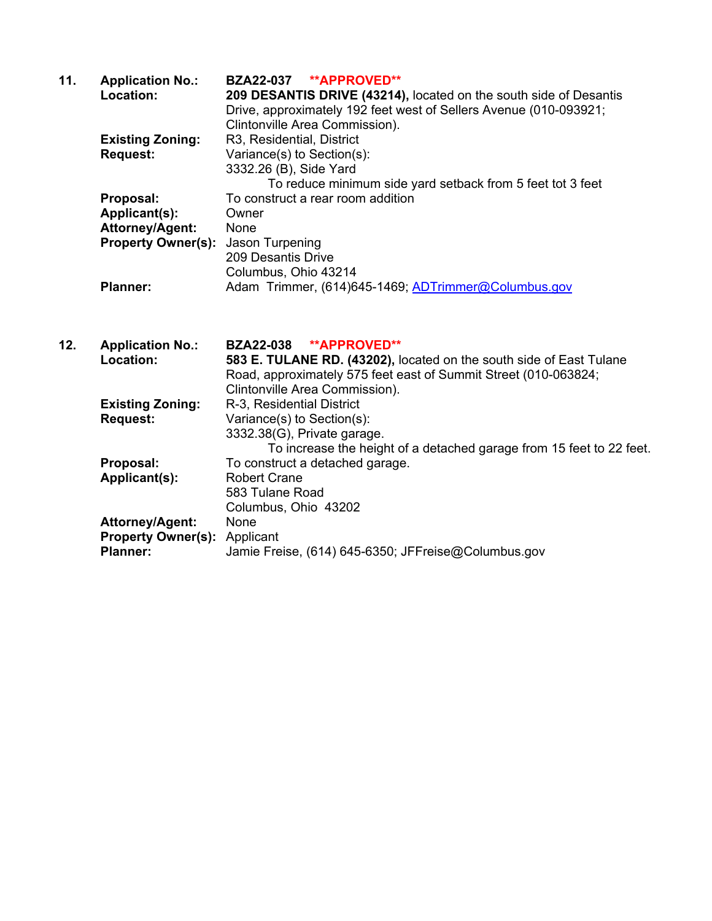**11.** **Application No.:** **BZA22-037** **\*\*APPROVED\*\***

**Location:** **209 DESANTIS DRIVE (43214),** located on the south side of Desantis Drive, approximately 192 feet west of Sellers Avenue (010-093921; Clintonville Area Commission).

**Existing Zoning:** R3, Residential, District

**Request:** Variance(s) to Section(s):
3332.26 (B), Side Yard
To reduce minimum side yard setback from 5 feet tot 3 feet

**Proposal:** To construct a rear room addition

**Applicant(s):** Owner

**Attorney/Agent:** None

**Property Owner(s):** Jason Turpening
209 Desantis Drive
Columbus, Ohio 43214

**Planner:** Adam Trimmer, (614)645-1469; ADTrimmer@Columbus.gov

**12.** **Application No.:** **BZA22-038** **\*\*APPROVED\*\***

**Location:** **583 E. TULANE RD. (43202),** located on the south side of East Tulane Road, approximately 575 feet east of Summit Street (010-063824; Clintonville Area Commission).

**Existing Zoning:** R-3, Residential District

**Request:** Variance(s) to Section(s):
3332.38(G), Private garage.
To increase the height of a detached garage from 15 feet to 22 feet.

**Proposal:** To construct a detached garage.

**Applicant(s):** Robert Crane
583 Tulane Road
Columbus, Ohio 43202

**Attorney/Agent:** None

**Property Owner(s):** Applicant

**Planner:** Jamie Freise, (614) 645-6350; JFFreise@Columbus.gov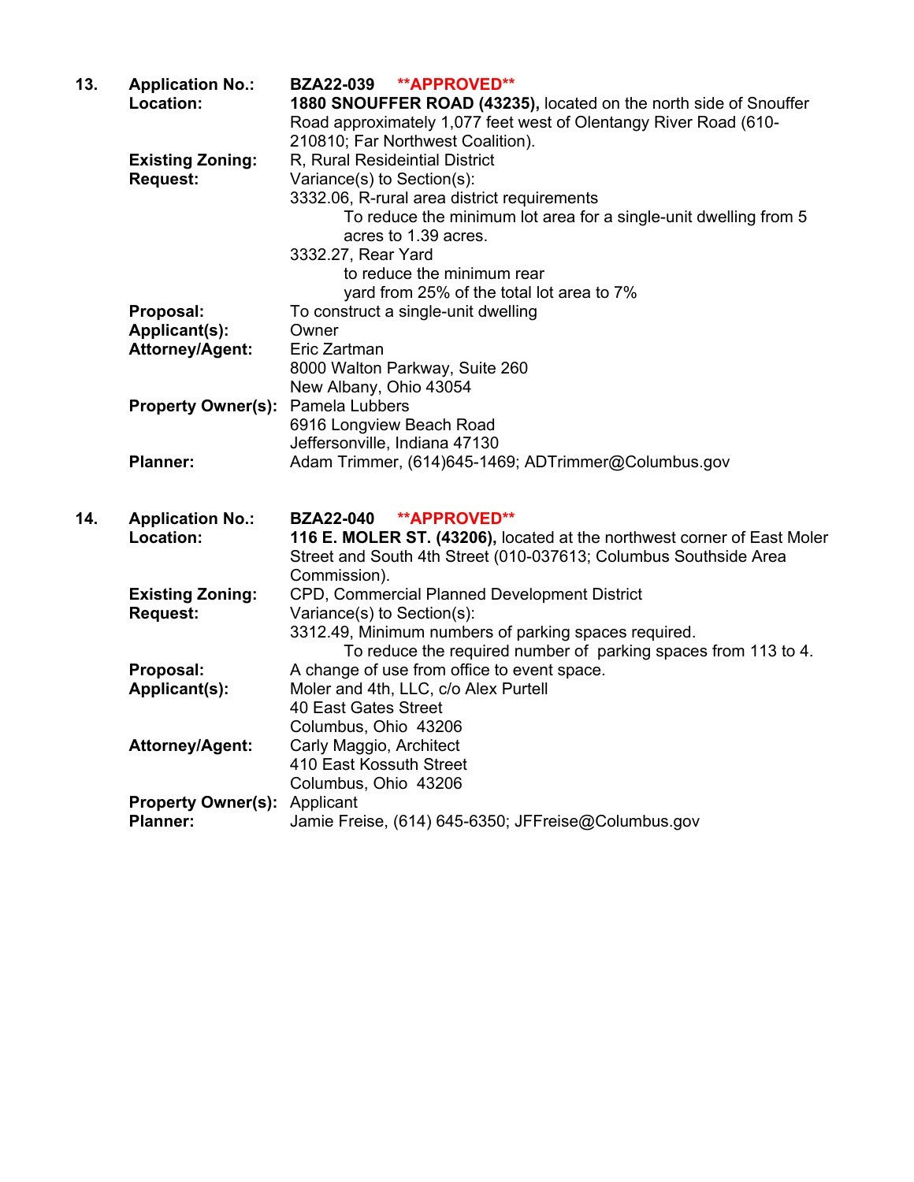**13.** **Application No.:** **BZA22-039** **APPROVED**

**Location:** **1880 SNOUFFER ROAD (43235),** located on the north side of Snouffer Road approximately 1,077 feet west of Olentangy River Road (610-210810; Far Northwest Coalition).

**Existing Zoning:** R, Rural Resideintial District

**Request:** Variance(s) to Section(s):

3332.06, R-rural area district requirements

To reduce the minimum lot area for a single-unit dwelling from 5 acres to 1.39 acres.

3332.27, Rear Yard

to reduce the minimum rear yard from 25% of the total lot area to 7%

**Proposal:** To construct a single-unit dwelling

**Applicant(s):** Owner

**Attorney/Agent:** Eric Zartman
8000 Walton Parkway, Suite 260
New Albany, Ohio 43054

**Property Owner(s):** Pamela Lubbers
6916 Longview Beach Road
Jeffersonville, Indiana 47130

**Planner:** Adam Trimmer, (614)645-1469; ADTrimmer@Columbus.gov

**14.** **Application No.:** **BZA22-040** **APPROVED**

**Location:** **116 E. MOLER ST. (43206),** located at the northwest corner of East Moler Street and South 4th Street (010-037613; Columbus Southside Area Commission).

**Existing Zoning:** CPD, Commercial Planned Development District

**Request:** Variance(s) to Section(s):

3312.49, Minimum numbers of parking spaces required.

To reduce the required number of parking spaces from 113 to 4.

**Proposal:** A change of use from office to event space.

**Applicant(s):** Moler and 4th, LLC, c/o Alex Purtell
40 East Gates Street
Columbus, Ohio 43206

**Attorney/Agent:** Carly Maggio, Architect
410 East Kossuth Street
Columbus, Ohio 43206

**Property Owner(s):** Applicant

**Planner:** Jamie Freise, (614) 645-6350; JFFreise@Columbus.gov